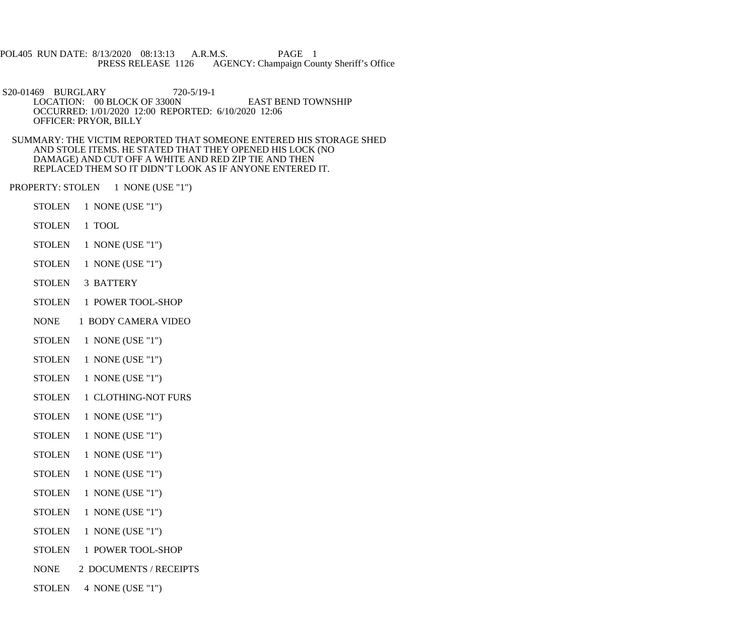POL405 RUN DATE: 8/13/2020 08:13:13 A.R.M.S. PAGE 1
PRESS RELEASE 1126 AGENCY: Champaign County Sheriff's Office

S20-01469 BURGLARY 720-5/19-1
LOCATION: 00 BLOCK OF 3300N EAST BEND TOWNSHIP
OCCURRED: 1/01/2020 12:00 REPORTED: 6/10/2020 12:06
OFFICER: PRYOR, BILLY

SUMMARY: THE VICTIM REPORTED THAT SOMEONE ENTERED HIS STORAGE SHED AND STOLE ITEMS. HE STATED THAT THEY OPENED HIS LOCK (NO DAMAGE) AND CUT OFF A WHITE AND RED ZIP TIE AND THEN REPLACED THEM SO IT DIDN'T LOOK AS IF ANYONE ENTERED IT.

PROPERTY: STOLEN 1 NONE (USE "1")

STOLEN 1 NONE (USE "1")

STOLEN 1 TOOL

STOLEN 1 NONE (USE "1")

STOLEN 1 NONE (USE "1")

STOLEN 3 BATTERY

STOLEN 1 POWER TOOL-SHOP

NONE 1 BODY CAMERA VIDEO

STOLEN 1 NONE (USE "1")

STOLEN 1 NONE (USE "1")

STOLEN 1 NONE (USE "1")

STOLEN 1 CLOTHING-NOT FURS

STOLEN 1 NONE (USE "1")

STOLEN 1 NONE (USE "1")

STOLEN 1 NONE (USE "1")

STOLEN 1 NONE (USE "1")

STOLEN 1 NONE (USE "1")

STOLEN 1 NONE (USE "1")

STOLEN 1 NONE (USE "1")

STOLEN 1 POWER TOOL-SHOP

NONE 2 DOCUMENTS / RECEIPTS

STOLEN 4 NONE (USE "1")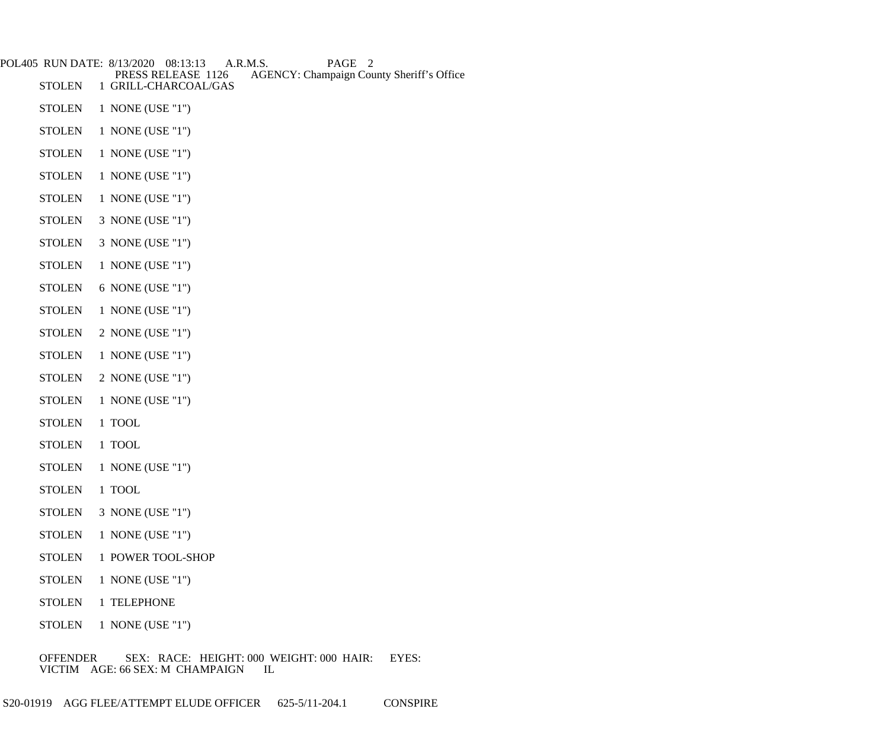STOLEN 1 GRILL-CHARCOAL/GAS

STOLEN 1 NONE (USE "1")

STOLEN 1 NONE (USE "1")

STOLEN 1 NONE (USE "1")

STOLEN 1 NONE (USE "1")

STOLEN 1 NONE (USE "1")

STOLEN 3 NONE (USE "1")

STOLEN 3 NONE (USE "1")

STOLEN 1 NONE (USE "1")

STOLEN 6 NONE (USE "1")

STOLEN 1 NONE (USE "1")

STOLEN 2 NONE (USE "1")

STOLEN 1 NONE (USE "1")

STOLEN 2 NONE (USE "1")

STOLEN 1 NONE (USE "1")

STOLEN 1 TOOL

STOLEN 1 TOOL

STOLEN 1 NONE (USE "1")

STOLEN 1 TOOL

STOLEN 3 NONE (USE "1")

STOLEN 1 NONE (USE "1")

STOLEN 1 POWER TOOL-SHOP

STOLEN 1 NONE (USE "1")

STOLEN 1 TELEPHONE

STOLEN 1 NONE (USE "1")

OFFENDER SEX: RACE: HEIGHT: 000 WEIGHT: 000 HAIR: EYES:
VICTIM AGE: 66 SEX: M CHAMPAIGN IL

S20-01919 AGG FLEE/ATTEMPT ELUDE OFFICER 625-5/11-204.1 CONSPIRE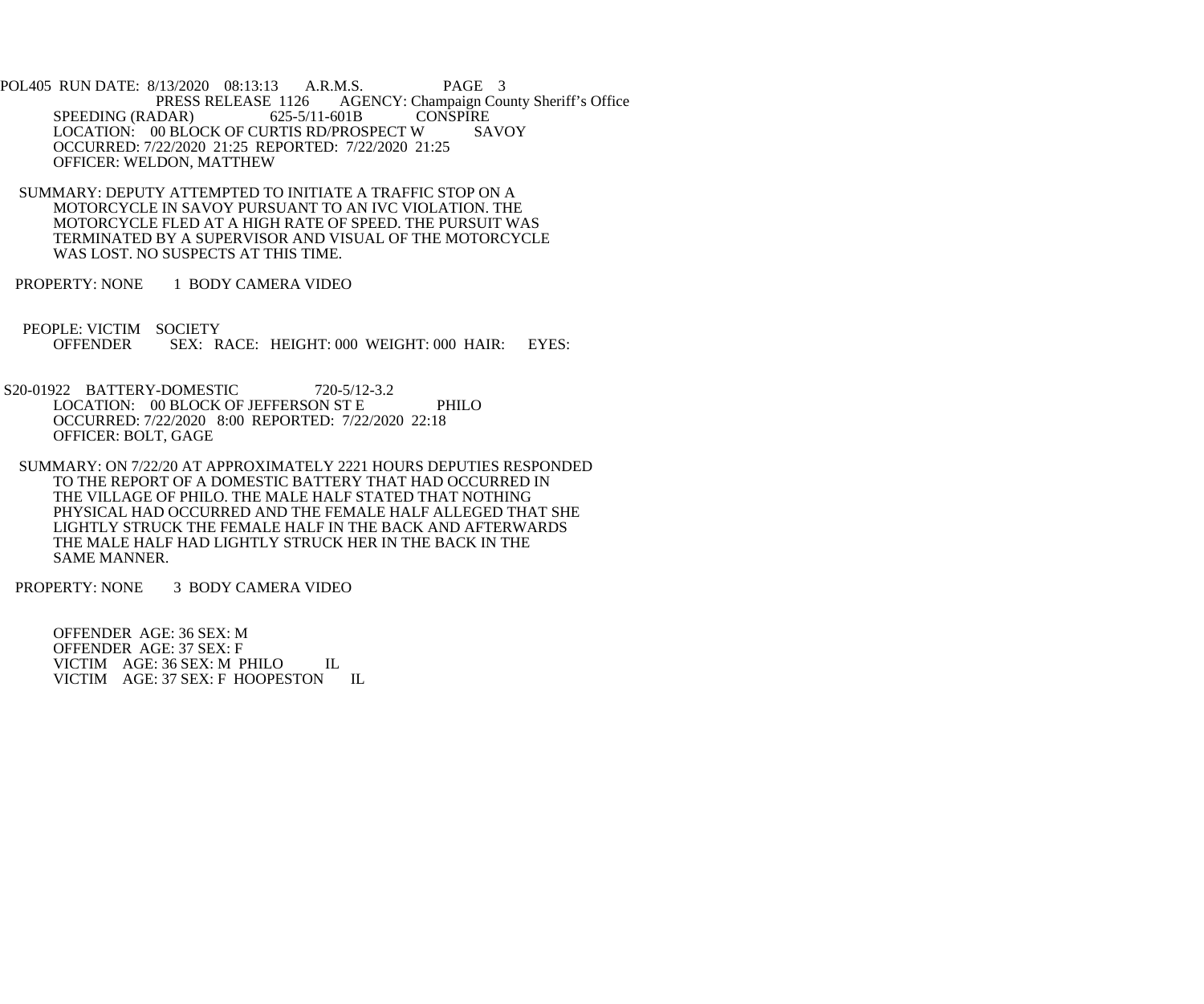POL405 RUN DATE: 8/13/2020 08:13:13 A.R.M.S. PAGE 3

PRESS RELEASE 1126 AGENCY: Champaign County Sheriff's Office

SPEEDING (RADAR) 625-5/11-601B CONSPIRE

LOCATION: 00 BLOCK OF CURTIS RD/PROSPECT W SAVOY

OCCURRED: 7/22/2020 21:25 REPORTED: 7/22/2020 21:25

OFFICER: WELDON, MATTHEW

SUMMARY: DEPUTY ATTEMPTED TO INITIATE A TRAFFIC STOP ON A MOTORCYCLE IN SAVOY PURSUANT TO AN IVC VIOLATION. THE MOTORCYCLE FLED AT A HIGH RATE OF SPEED. THE PURSUIT WAS TERMINATED BY A SUPERVISOR AND VISUAL OF THE MOTORCYCLE WAS LOST. NO SUSPECTS AT THIS TIME.

PROPERTY: NONE 1 BODY CAMERA VIDEO

PEOPLE: VICTIM SOCIETY

OFFENDER SEX: RACE: HEIGHT: 000 WEIGHT: 000 HAIR: EYES:

S20-01922 BATTERY-DOMESTIC 720-5/12-3.2

LOCATION: 00 BLOCK OF JEFFERSON ST E PHILO

OCCURRED: 7/22/2020 8:00 REPORTED: 7/22/2020 22:18

OFFICER: BOLT, GAGE

SUMMARY: ON 7/22/20 AT APPROXIMATELY 2221 HOURS DEPUTIES RESPONDED TO THE REPORT OF A DOMESTIC BATTERY THAT HAD OCCURRED IN THE VILLAGE OF PHILO. THE MALE HALF STATED THAT NOTHING PHYSICAL HAD OCCURRED AND THE FEMALE HALF ALLEGED THAT SHE LIGHTLY STRUCK THE FEMALE HALF IN THE BACK AND AFTERWARDS THE MALE HALF HAD LIGHTLY STRUCK HER IN THE BACK IN THE SAME MANNER.

PROPERTY: NONE 3 BODY CAMERA VIDEO

OFFENDER AGE: 36 SEX: M

OFFENDER AGE: 37 SEX: F

VICTIM AGE: 36 SEX: M PHILO IL

VICTIM AGE: 37 SEX: F HOOPESTON IL